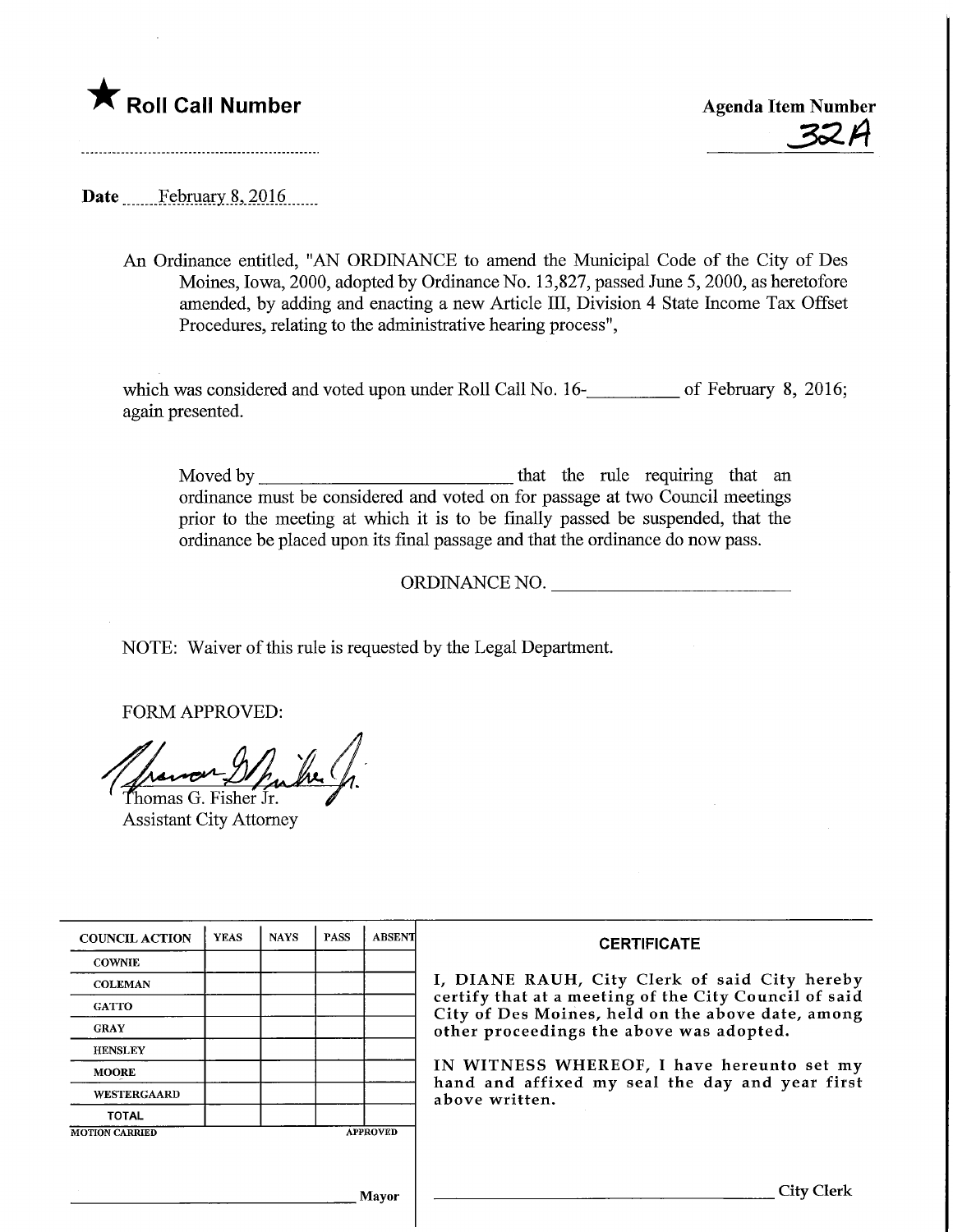★ **Roll Call Number**

**Agenda Item Number**

32A

Date February 8, 2016

An Ordinance entitled, "AN ORDINANCE to amend the Municipal Code of the City of Des Moines, Iowa, 2000, adopted by Ordinance No. 13,827, passed June 5, 2000, as heretofore amended, by adding and enacting a new Article III, Division 4 State Income Tax Offset Procedures, relating to the administrative hearing process",

which was considered and voted upon under Roll Call No. 16-__________ of February 8, 2016; again presented.

Moved by ____________________________ that the rule requiring that an ordinance must be considered and voted on for passage at two Council meetings prior to the meeting at which it is to be finally passed be suspended, that the ordinance be placed upon its final passage and that the ordinance do now pass.

ORDINANCE NO. __________________________

NOTE: Waiver of this rule is requested by the Legal Department.

FORM APPROVED:

Thomas G. Fisher Jr.
Assistant City Attorney

| COUNCIL ACTION | YEAS | NAYS | PASS | ABSENT |
|---|---|---|---|---|
| COWNIE | | | | |
| COLEMAN | | | | |
| GATTO | | | | |
| GRAY | | | | |
| HENSLEY | | | | |
| MOORE | | | | |
| WESTERGAARD | | | | |
| TOTAL | | | | |
| MOTION CARRIED | | | | APPROVED |

_________________________ Mayor

**CERTIFICATE**

I, DIANE RAUH, City Clerk of said City hereby certify that at a meeting of the City Council of said City of Des Moines, held on the above date, among other proceedings the above was adopted.

IN WITNESS WHEREOF, I have hereunto set my hand and affixed my seal the day and year first above written.

_________________________ City Clerk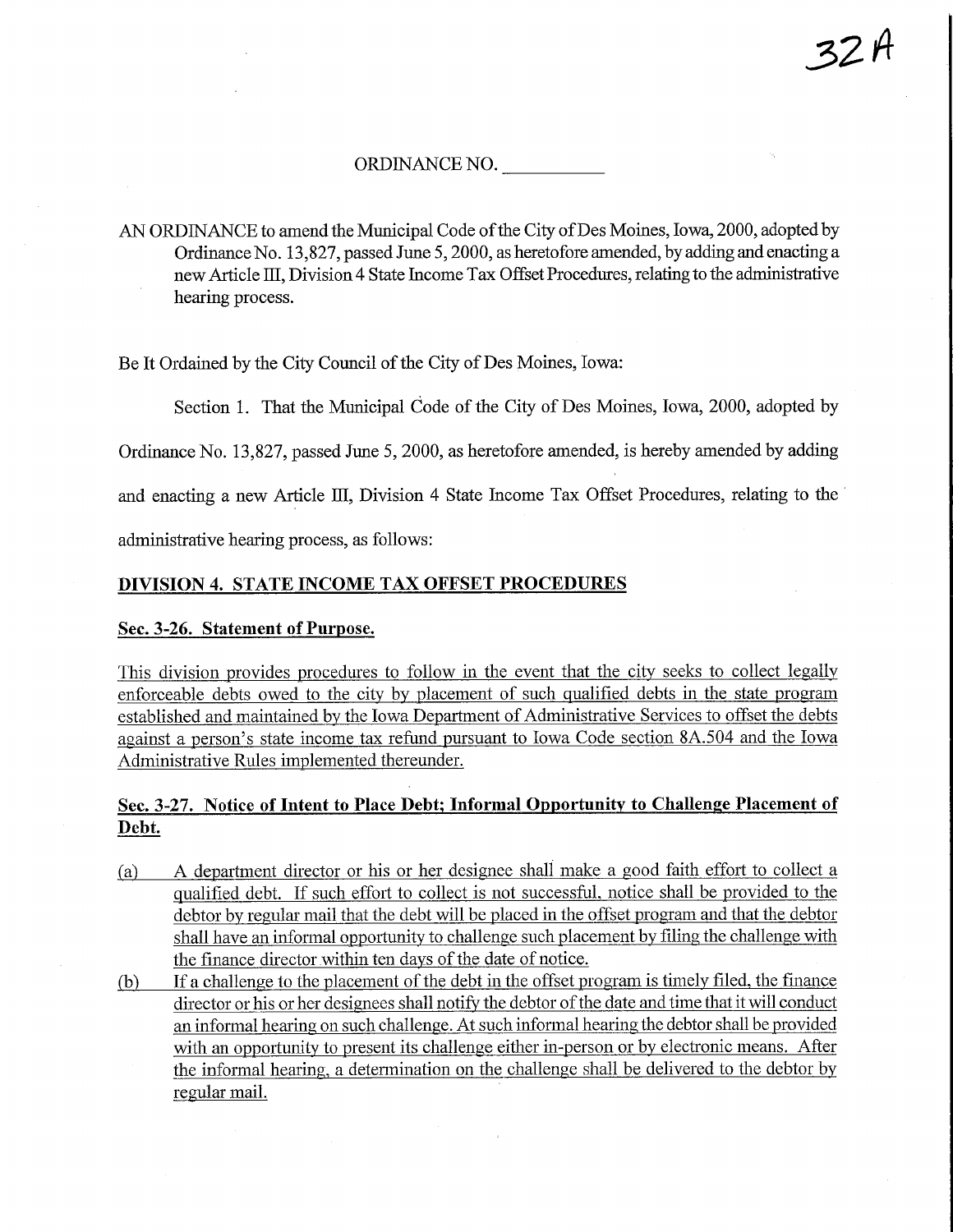32A

ORDINANCE NO. \_\_\_\_\_\_\_\_\_\_\_

AN ORDINANCE to amend the Municipal Code of the City of Des Moines, Iowa, 2000, adopted by Ordinance No. 13,827, passed June 5, 2000, as heretofore amended, by adding and enacting a new Article III, Division 4 State Income Tax Offset Procedures, relating to the administrative hearing process.

Be It Ordained by the City Council of the City of Des Moines, Iowa:

Section 1. That the Municipal Code of the City of Des Moines, Iowa, 2000, adopted by Ordinance No. 13,827, passed June 5, 2000, as heretofore amended, is hereby amended by adding and enacting a new Article III, Division 4 State Income Tax Offset Procedures, relating to the administrative hearing process, as follows:

## DIVISION 4. STATE INCOME TAX OFFSET PROCEDURES

### Sec. 3-26. Statement of Purpose.

This division provides procedures to follow in the event that the city seeks to collect legally enforceable debts owed to the city by placement of such qualified debts in the state program established and maintained by the Iowa Department of Administrative Services to offset the debts against a person's state income tax refund pursuant to Iowa Code section 8A.504 and the Iowa Administrative Rules implemented thereunder.

### Sec. 3-27. Notice of Intent to Place Debt; Informal Opportunity to Challenge Placement of Debt.

(a) A department director or his or her designee shall make a good faith effort to collect a qualified debt. If such effort to collect is not successful, notice shall be provided to the debtor by regular mail that the debt will be placed in the offset program and that the debtor shall have an informal opportunity to challenge such placement by filing the challenge with the finance director within ten days of the date of notice.

(b) If a challenge to the placement of the debt in the offset program is timely filed, the finance director or his or her designees shall notify the debtor of the date and time that it will conduct an informal hearing on such challenge. At such informal hearing the debtor shall be provided with an opportunity to present its challenge either in-person or by electronic means. After the informal hearing, a determination on the challenge shall be delivered to the debtor by regular mail.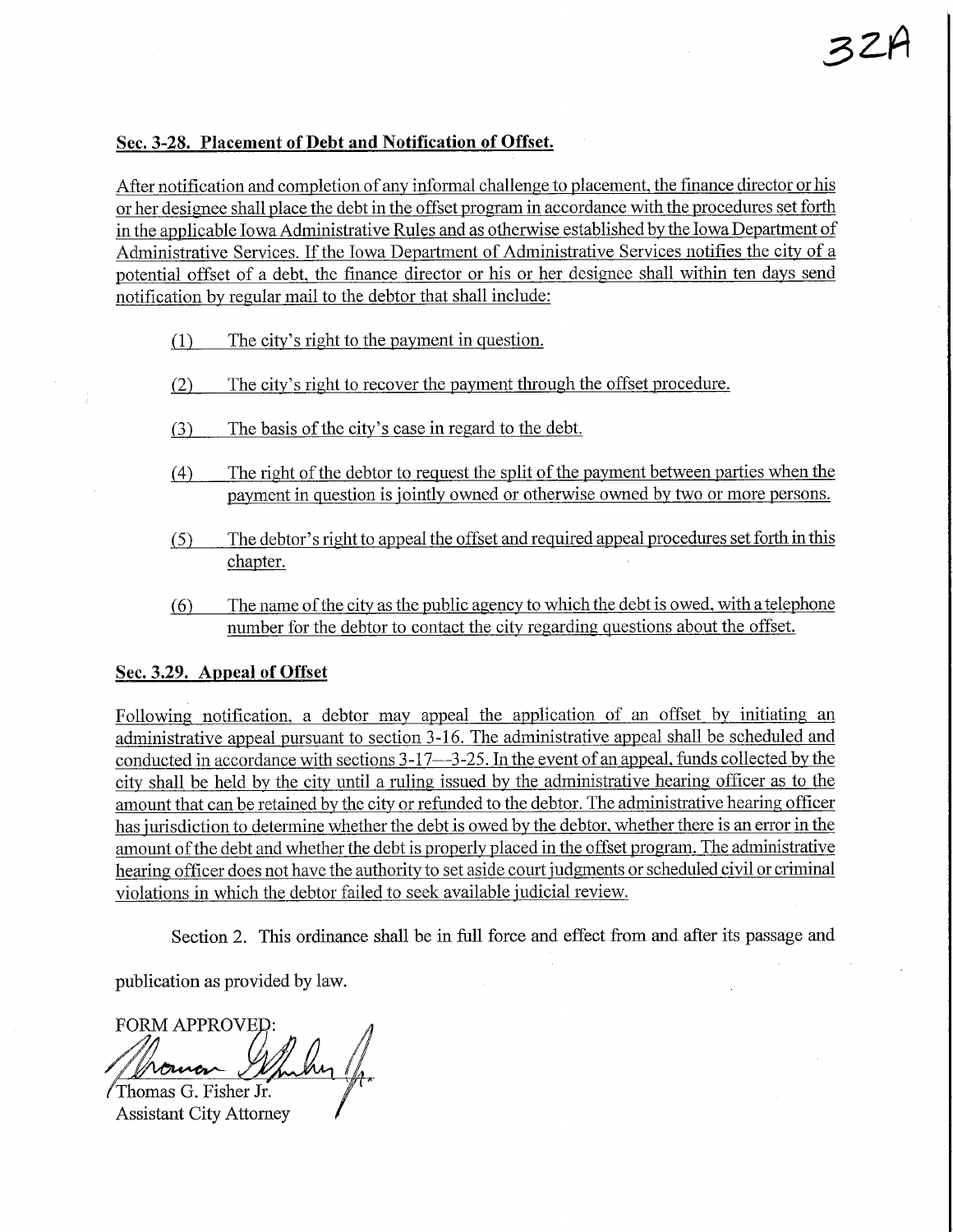32A

## Sec. 3-28. Placement of Debt and Notification of Offset.

After notification and completion of any informal challenge to placement, the finance director or his or her designee shall place the debt in the offset program in accordance with the procedures set forth in the applicable Iowa Administrative Rules and as otherwise established by the Iowa Department of Administrative Services. If the Iowa Department of Administrative Services notifies the city of a potential offset of a debt, the finance director or his or her designee shall within ten days send notification by regular mail to the debtor that shall include:

(1) The city's right to the payment in question.

(2) The city's right to recover the payment through the offset procedure.

(3) The basis of the city's case in regard to the debt.

(4) The right of the debtor to request the split of the payment between parties when the payment in question is jointly owned or otherwise owned by two or more persons.

(5) The debtor's right to appeal the offset and required appeal procedures set forth in this chapter.

(6) The name of the city as the public agency to which the debt is owed, with a telephone number for the debtor to contact the city regarding questions about the offset.

## Sec. 3.29. Appeal of Offset

Following notification, a debtor may appeal the application of an offset by initiating an administrative appeal pursuant to section 3-16. The administrative appeal shall be scheduled and conducted in accordance with sections 3-17—3-25. In the event of an appeal, funds collected by the city shall be held by the city until a ruling issued by the administrative hearing officer as to the amount that can be retained by the city or refunded to the debtor. The administrative hearing officer has jurisdiction to determine whether the debt is owed by the debtor, whether there is an error in the amount of the debt and whether the debt is properly placed in the offset program. The administrative hearing officer does not have the authority to set aside court judgments or scheduled civil or criminal violations in which the debtor failed to seek available judicial review.

Section 2. This ordinance shall be in full force and effect from and after its passage and publication as provided by law.

FORM APPROVED:

Thomas G. Fisher Jr.
Assistant City Attorney